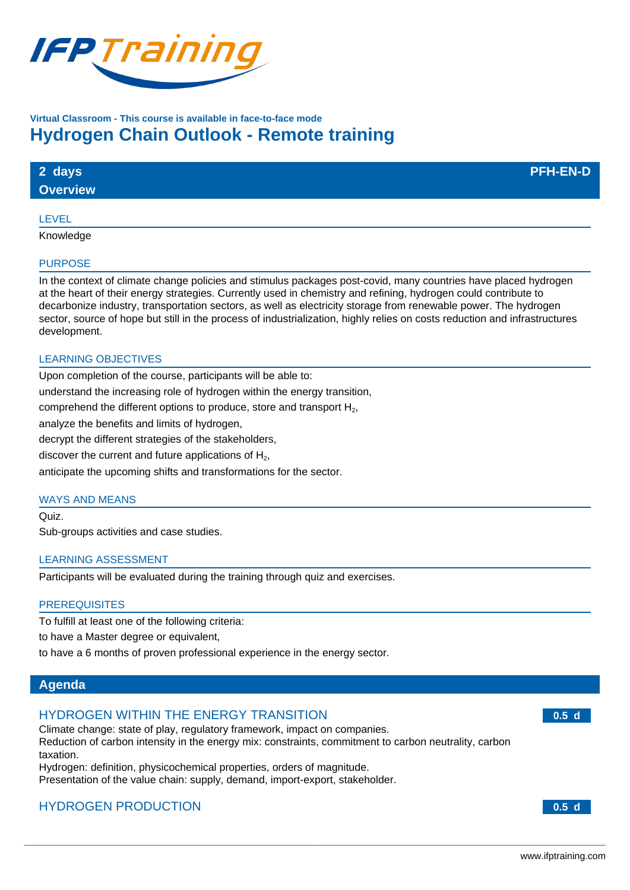Virtual Classroom - This course is available in face-to-face mode

# Hydrogen Chain Outlook - Remote training

**2 days** — **PFH-EN-D**

## Overview

### LEVEL

Knowledge

### PURPOSE

In the context of climate change policies and stimulus packages post-covid, many countries have placed hydrogen at the heart of their energy strategies. Currently used in chemistry and refining, hydrogen could contribute to decarbonize industry, transportation sectors, as well as electricity storage from renewable power. The hydrogen sector, source of hope but still in the process of industrialization, highly relies on costs reduction and infrastructures development.

### LEARNING OBJECTIVES

Upon completion of the course, participants will be able to:

understand the increasing role of hydrogen within the energy transition,

comprehend the different options to produce, store and transport $H_2$,

analyze the benefits and limits of hydrogen,

decrypt the different strategies of the stakeholders,

discover the current and future applications of $H_2$,

anticipate the upcoming shifts and transformations for the sector.

### WAYS AND MEANS

Quiz.

Sub-groups activities and case studies.

### LEARNING ASSESSMENT

Participants will be evaluated during the training through quiz and exercises.

### PREREQUISITES

To fulfill at least one of the following criteria:

to have a Master degree or equivalent,

to have a 6 months of proven professional experience in the energy sector.

## Agenda

### HYDROGEN WITHIN THE ENERGY TRANSITION — 0.5 d

Climate change: state of play, regulatory framework, impact on companies.
Reduction of carbon intensity in the energy mix: constraints, commitment to carbon neutrality, carbon taxation.
Hydrogen: definition, physicochemical properties, orders of magnitude.
Presentation of the value chain: supply, demand, import-export, stakeholder.

### HYDROGEN PRODUCTION — 0.5 d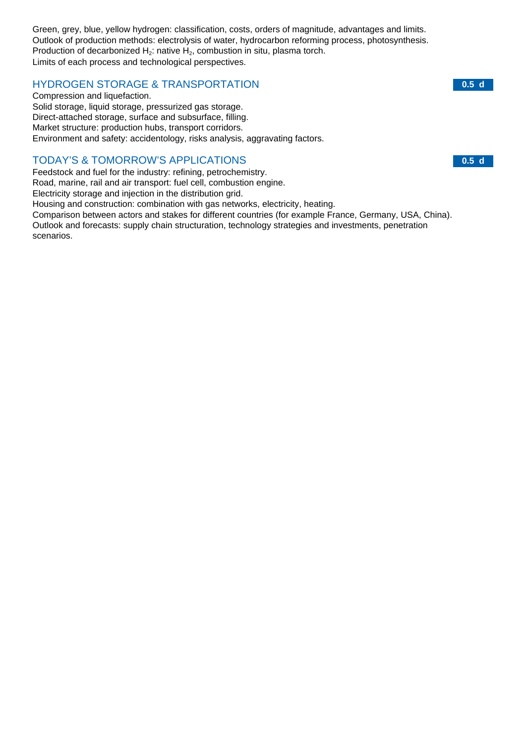Green, grey, blue, yellow hydrogen: classification, costs, orders of magnitude, advantages and limits.
Outlook of production methods: electrolysis of water, hydrocarbon reforming process, photosynthesis.
Production of decarbonized $H_2$: native $H_2$, combustion in situ, plasma torch.
Limits of each process and technological perspectives.

## HYDROGEN STORAGE & TRANSPORTATION

**0.5 d**

Compression and liquefaction.
Solid storage, liquid storage, pressurized gas storage.
Direct-attached storage, surface and subsurface, filling.
Market structure: production hubs, transport corridors.
Environment and safety: accidentology, risks analysis, aggravating factors.

## TODAY'S & TOMORROW'S APPLICATIONS

**0.5 d**

Feedstock and fuel for the industry: refining, petrochemistry.
Road, marine, rail and air transport: fuel cell, combustion engine.
Electricity storage and injection in the distribution grid.
Housing and construction: combination with gas networks, electricity, heating.
Comparison between actors and stakes for different countries (for example France, Germany, USA, China).
Outlook and forecasts: supply chain structuration, technology strategies and investments, penetration scenarios.